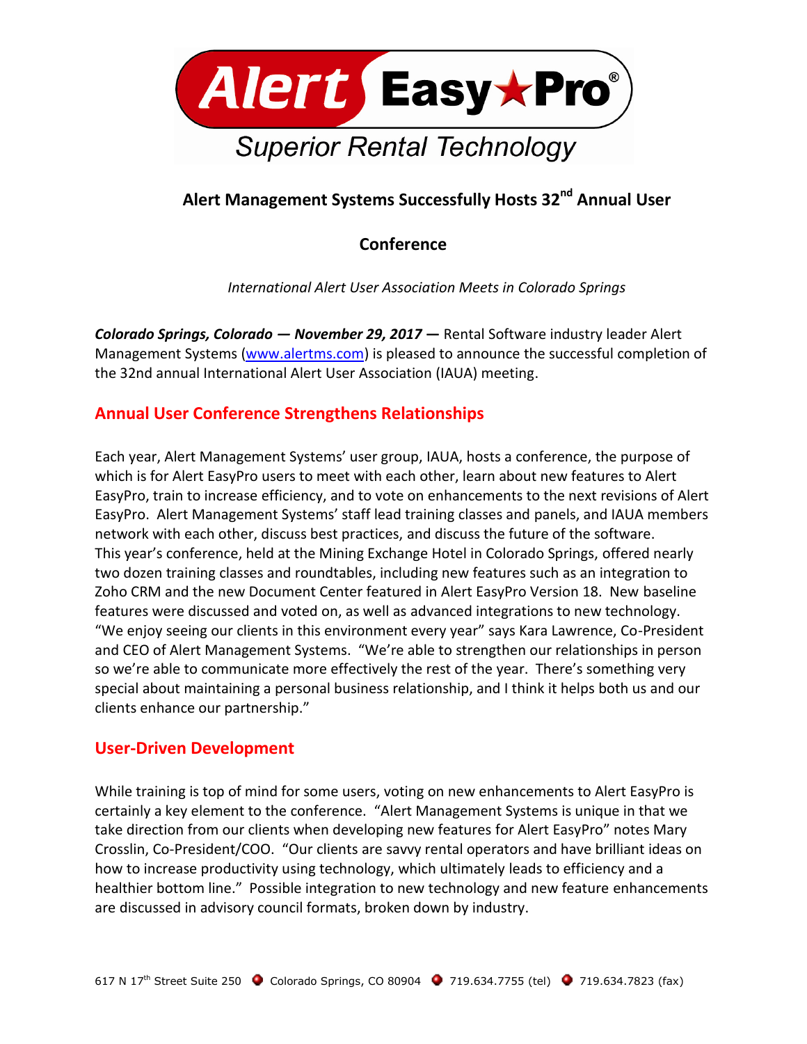Alert EasyPro®

Superior Rental Technology

# Alert Management Systems Successfully Hosts 32nd Annual User Conference

*International Alert User Association Meets in Colorado Springs*

***Colorado Springs, Colorado — November 29, 2017 —*** Rental Software industry leader Alert Management Systems (www.alertms.com) is pleased to announce the successful completion of the 32nd annual International Alert User Association (IAUA) meeting.

## Annual User Conference Strengthens Relationships

Each year, Alert Management Systems' user group, IAUA, hosts a conference, the purpose of which is for Alert EasyPro users to meet with each other, learn about new features to Alert EasyPro, train to increase efficiency, and to vote on enhancements to the next revisions of Alert EasyPro. Alert Management Systems' staff lead training classes and panels, and IAUA members network with each other, discuss best practices, and discuss the future of the software. This year's conference, held at the Mining Exchange Hotel in Colorado Springs, offered nearly two dozen training classes and roundtables, including new features such as an integration to Zoho CRM and the new Document Center featured in Alert EasyPro Version 18. New baseline features were discussed and voted on, as well as advanced integrations to new technology. "We enjoy seeing our clients in this environment every year" says Kara Lawrence, Co-President and CEO of Alert Management Systems. "We're able to strengthen our relationships in person so we're able to communicate more effectively the rest of the year. There's something very special about maintaining a personal business relationship, and I think it helps both us and our clients enhance our partnership."

## User-Driven Development

While training is top of mind for some users, voting on new enhancements to Alert EasyPro is certainly a key element to the conference. "Alert Management Systems is unique in that we take direction from our clients when developing new features for Alert EasyPro" notes Mary Crosslin, Co-President/COO. "Our clients are savvy rental operators and have brilliant ideas on how to increase productivity using technology, which ultimately leads to efficiency and a healthier bottom line." Possible integration to new technology and new feature enhancements are discussed in advisory council formats, broken down by industry.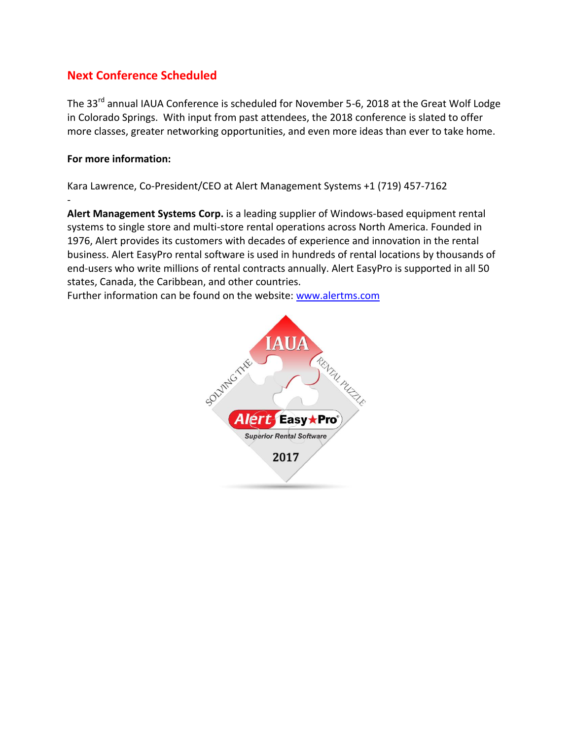## Next Conference Scheduled

The 33rd annual IAUA Conference is scheduled for November 5-6, 2018 at the Great Wolf Lodge in Colorado Springs. With input from past attendees, the 2018 conference is slated to offer more classes, greater networking opportunities, and even more ideas than ever to take home.

**For more information:**

Kara Lawrence, Co-President/CEO at Alert Management Systems +1 (719) 457-7162

-

**Alert Management Systems Corp.** is a leading supplier of Windows-based equipment rental systems to single store and multi-store rental operations across North America. Founded in 1976, Alert provides its customers with decades of experience and innovation in the rental business. Alert EasyPro rental software is used in hundreds of rental locations by thousands of end-users who write millions of rental contracts annually. Alert EasyPro is supported in all 50 states, Canada, the Caribbean, and other countries.
Further information can be found on the website: www.alertms.com

IAUA
SOLVING THE RENTAL PUZZLE
Alert Easy★Pro
Superior Rental Software
2017